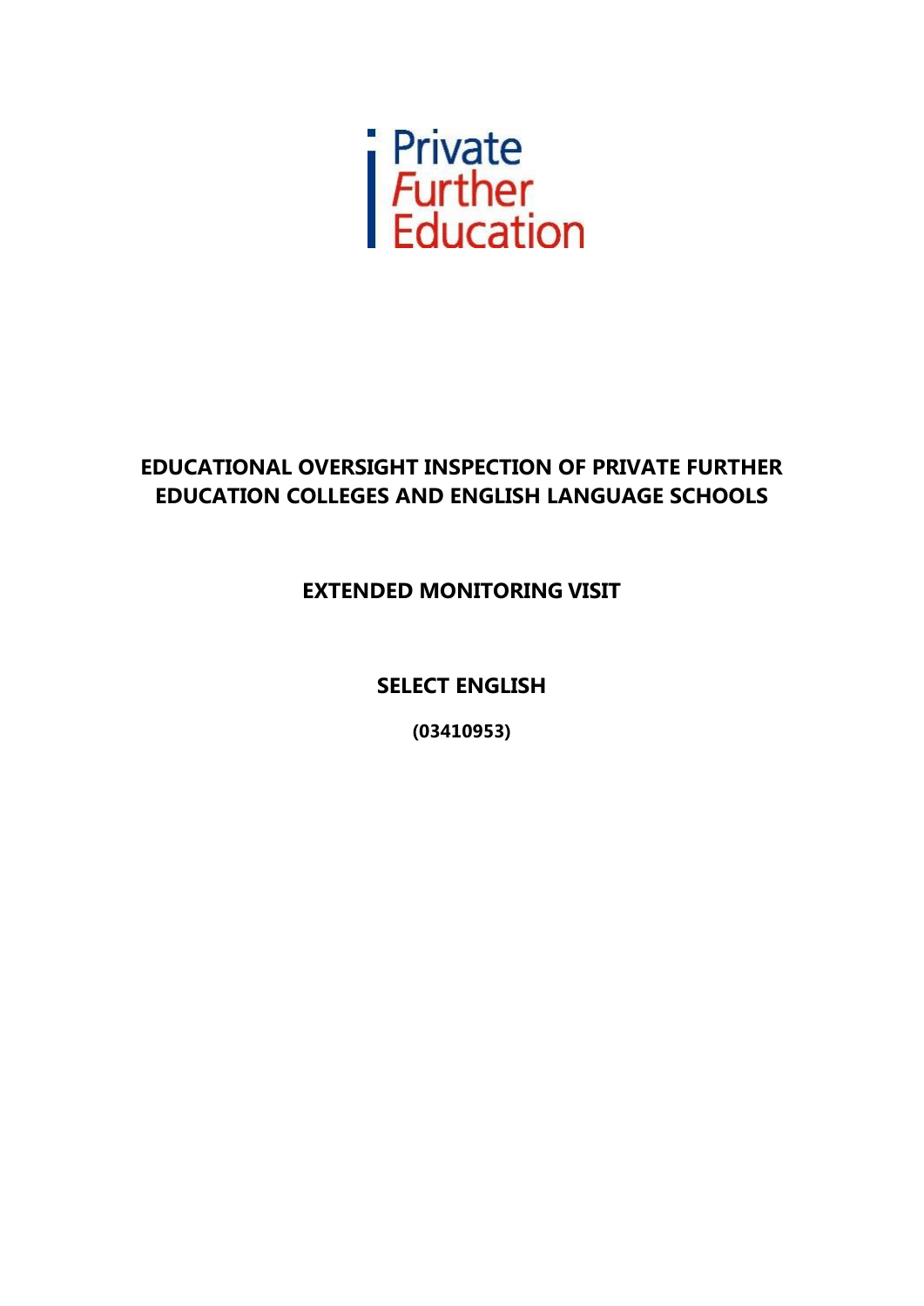Private
*Further*
Education

# EDUCATIONAL OVERSIGHT INSPECTION OF PRIVATE FURTHER EDUCATION COLLEGES AND ENGLISH LANGUAGE SCHOOLS

## EXTENDED MONITORING VISIT

## SELECT ENGLISH

**(03410953)**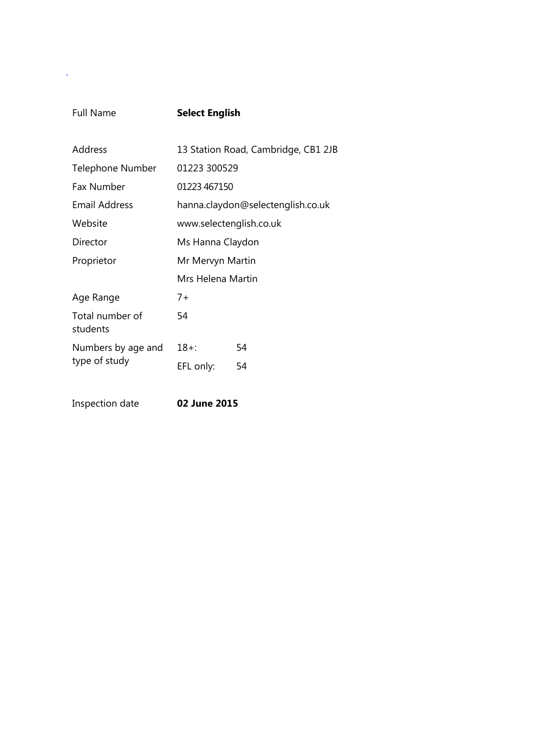| | | |
|---|---|---|
| Full Name | **Select English** | |
| Address | 13 Station Road, Cambridge, CB1 2JB | |
| Telephone Number | 01223 300529 | |
| Fax Number | 01223 467150 | |
| Email Address | hanna.claydon@selectenglish.co.uk | |
| Website | www.selectenglish.co.uk | |
| Director | Ms Hanna Claydon | |
| Proprietor | Mr Mervyn Martin | |
| | Mrs Helena Martin | |
| Age Range | 7+ | |
| Total number of students | 54 | |
| Numbers by age and type of study | 18+: | 54 |
| | EFL only: | 54 |
| Inspection date | **02 June 2015** | |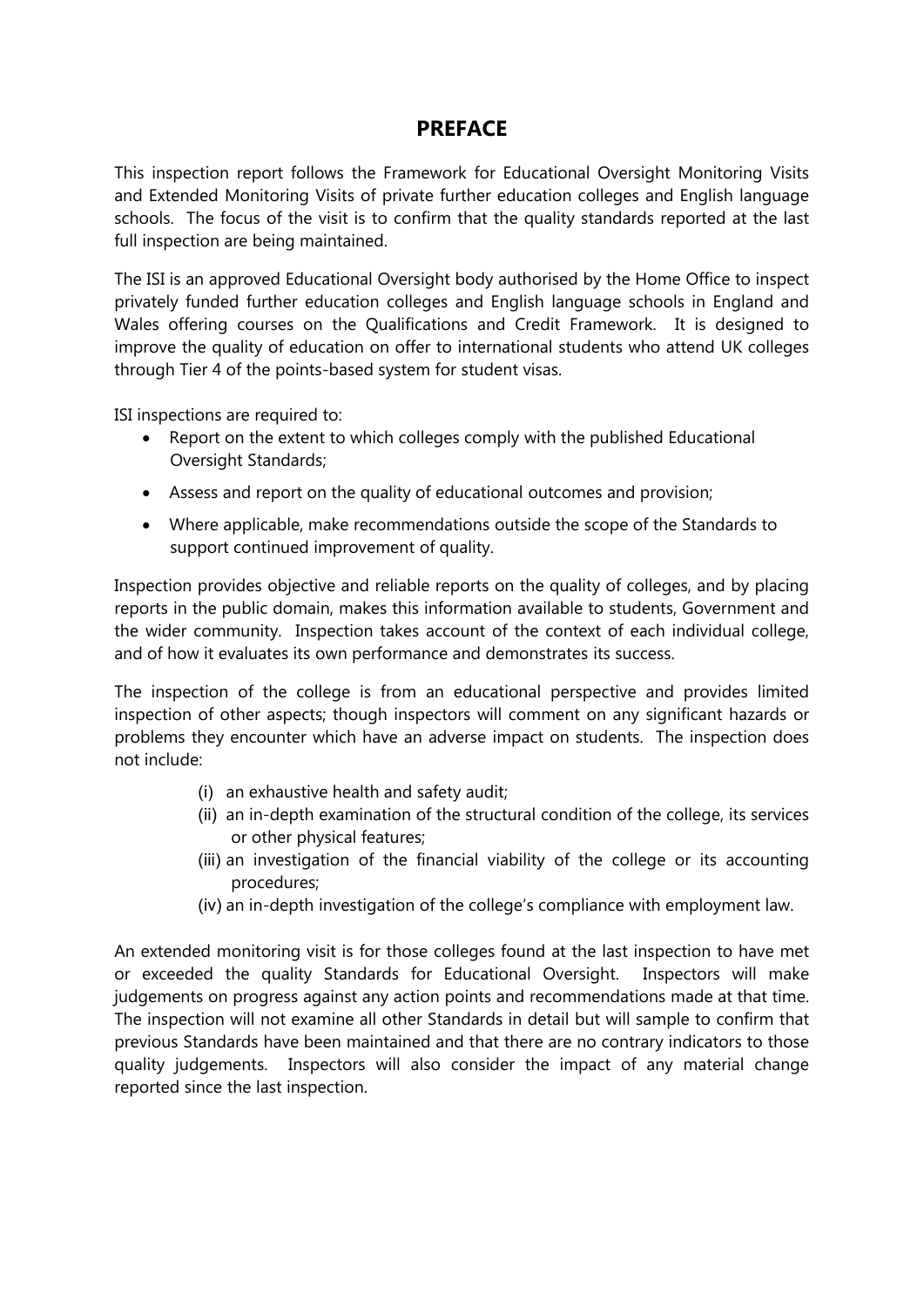# PREFACE

This inspection report follows the Framework for Educational Oversight Monitoring Visits and Extended Monitoring Visits of private further education colleges and English language schools. The focus of the visit is to confirm that the quality standards reported at the last full inspection are being maintained.

The ISI is an approved Educational Oversight body authorised by the Home Office to inspect privately funded further education colleges and English language schools in England and Wales offering courses on the Qualifications and Credit Framework. It is designed to improve the quality of education on offer to international students who attend UK colleges through Tier 4 of the points-based system for student visas.

ISI inspections are required to:

- Report on the extent to which colleges comply with the published Educational Oversight Standards;
- Assess and report on the quality of educational outcomes and provision;
- Where applicable, make recommendations outside the scope of the Standards to support continued improvement of quality.

Inspection provides objective and reliable reports on the quality of colleges, and by placing reports in the public domain, makes this information available to students, Government and the wider community. Inspection takes account of the context of each individual college, and of how it evaluates its own performance and demonstrates its success.

The inspection of the college is from an educational perspective and provides limited inspection of other aspects; though inspectors will comment on any significant hazards or problems they encounter which have an adverse impact on students. The inspection does not include:

(i) an exhaustive health and safety audit;
(ii) an in-depth examination of the structural condition of the college, its services or other physical features;
(iii) an investigation of the financial viability of the college or its accounting procedures;
(iv) an in-depth investigation of the college's compliance with employment law.

An extended monitoring visit is for those colleges found at the last inspection to have met or exceeded the quality Standards for Educational Oversight. Inspectors will make judgements on progress against any action points and recommendations made at that time. The inspection will not examine all other Standards in detail but will sample to confirm that previous Standards have been maintained and that there are no contrary indicators to those quality judgements. Inspectors will also consider the impact of any material change reported since the last inspection.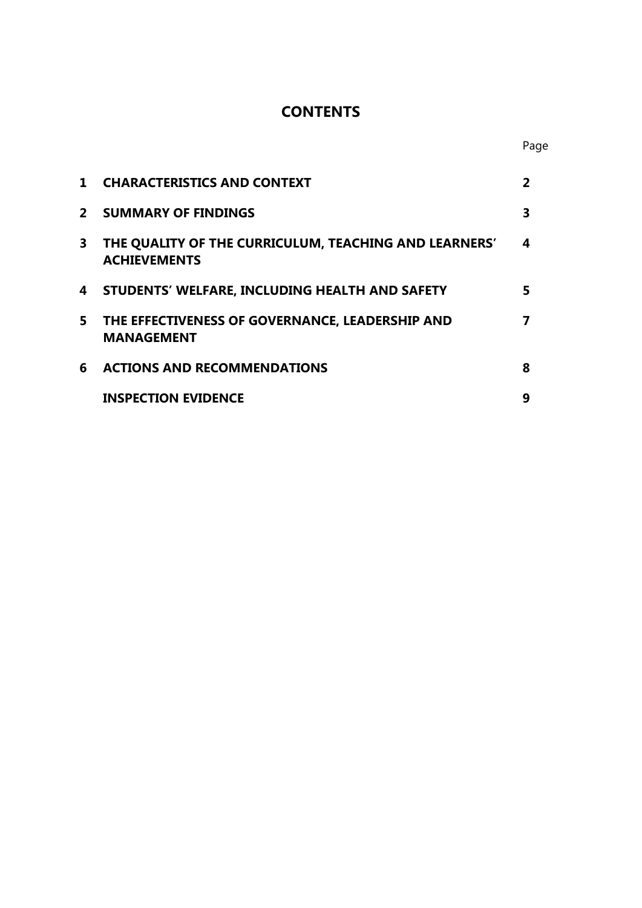# CONTENTS

| | | Page |
|---|---|---|
| **1** | **CHARACTERISTICS AND CONTEXT** | **2** |
| **2** | **SUMMARY OF FINDINGS** | **3** |
| **3** | **THE QUALITY OF THE CURRICULUM, TEACHING AND LEARNERS' ACHIEVEMENTS** | **4** |
| **4** | **STUDENTS' WELFARE, INCLUDING HEALTH AND SAFETY** | **5** |
| **5** | **THE EFFECTIVENESS OF GOVERNANCE, LEADERSHIP AND MANAGEMENT** | **7** |
| **6** | **ACTIONS AND RECOMMENDATIONS** | **8** |
| | **INSPECTION EVIDENCE** | **9** |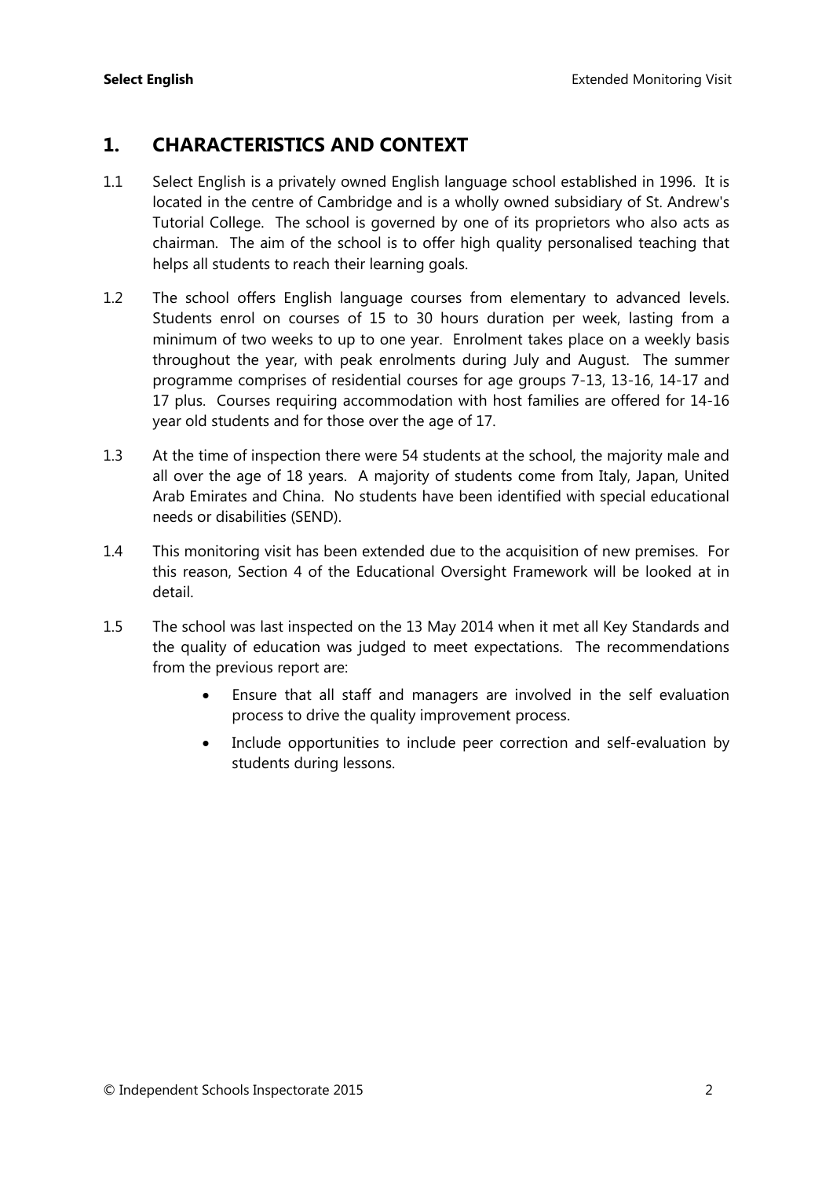## 1. CHARACTERISTICS AND CONTEXT

1.1 Select English is a privately owned English language school established in 1996. It is located in the centre of Cambridge and is a wholly owned subsidiary of St. Andrew's Tutorial College. The school is governed by one of its proprietors who also acts as chairman. The aim of the school is to offer high quality personalised teaching that helps all students to reach their learning goals.

1.2 The school offers English language courses from elementary to advanced levels. Students enrol on courses of 15 to 30 hours duration per week, lasting from a minimum of two weeks to up to one year. Enrolment takes place on a weekly basis throughout the year, with peak enrolments during July and August. The summer programme comprises of residential courses for age groups 7-13, 13-16, 14-17 and 17 plus. Courses requiring accommodation with host families are offered for 14-16 year old students and for those over the age of 17.

1.3 At the time of inspection there were 54 students at the school, the majority male and all over the age of 18 years. A majority of students come from Italy, Japan, United Arab Emirates and China. No students have been identified with special educational needs or disabilities (SEND).

1.4 This monitoring visit has been extended due to the acquisition of new premises. For this reason, Section 4 of the Educational Oversight Framework will be looked at in detail.

1.5 The school was last inspected on the 13 May 2014 when it met all Key Standards and the quality of education was judged to meet expectations. The recommendations from the previous report are:

- Ensure that all staff and managers are involved in the self evaluation process to drive the quality improvement process.
- Include opportunities to include peer correction and self-evaluation by students during lessons.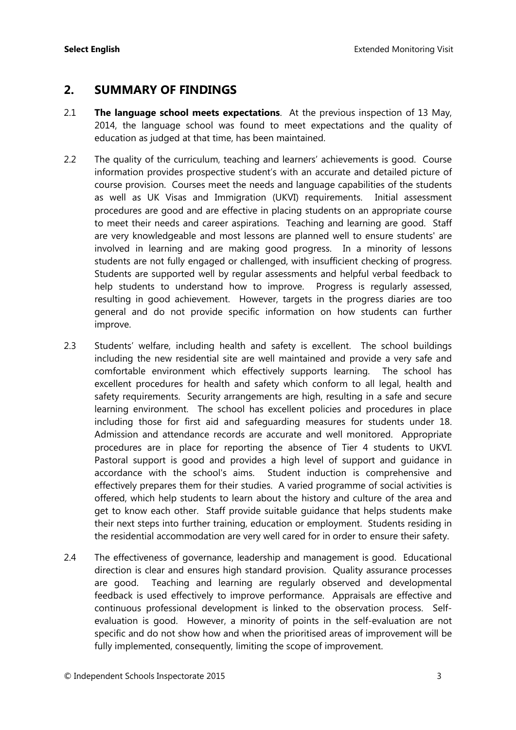## 2. SUMMARY OF FINDINGS

2.1 **The language school meets expectations**. At the previous inspection of 13 May, 2014, the language school was found to meet expectations and the quality of education as judged at that time, has been maintained.

2.2 The quality of the curriculum, teaching and learners' achievements is good. Course information provides prospective student's with an accurate and detailed picture of course provision. Courses meet the needs and language capabilities of the students as well as UK Visas and Immigration (UKVI) requirements. Initial assessment procedures are good and are effective in placing students on an appropriate course to meet their needs and career aspirations. Teaching and learning are good. Staff are very knowledgeable and most lessons are planned well to ensure students' are involved in learning and are making good progress. In a minority of lessons students are not fully engaged or challenged, with insufficient checking of progress. Students are supported well by regular assessments and helpful verbal feedback to help students to understand how to improve. Progress is regularly assessed, resulting in good achievement. However, targets in the progress diaries are too general and do not provide specific information on how students can further improve.

2.3 Students' welfare, including health and safety is excellent. The school buildings including the new residential site are well maintained and provide a very safe and comfortable environment which effectively supports learning. The school has excellent procedures for health and safety which conform to all legal, health and safety requirements. Security arrangements are high, resulting in a safe and secure learning environment. The school has excellent policies and procedures in place including those for first aid and safeguarding measures for students under 18. Admission and attendance records are accurate and well monitored. Appropriate procedures are in place for reporting the absence of Tier 4 students to UKVI. Pastoral support is good and provides a high level of support and guidance in accordance with the school's aims. Student induction is comprehensive and effectively prepares them for their studies. A varied programme of social activities is offered, which help students to learn about the history and culture of the area and get to know each other. Staff provide suitable guidance that helps students make their next steps into further training, education or employment. Students residing in the residential accommodation are very well cared for in order to ensure their safety.

2.4 The effectiveness of governance, leadership and management is good. Educational direction is clear and ensures high standard provision. Quality assurance processes are good. Teaching and learning are regularly observed and developmental feedback is used effectively to improve performance. Appraisals are effective and continuous professional development is linked to the observation process. Self-evaluation is good. However, a minority of points in the self-evaluation are not specific and do not show how and when the prioritised areas of improvement will be fully implemented, consequently, limiting the scope of improvement.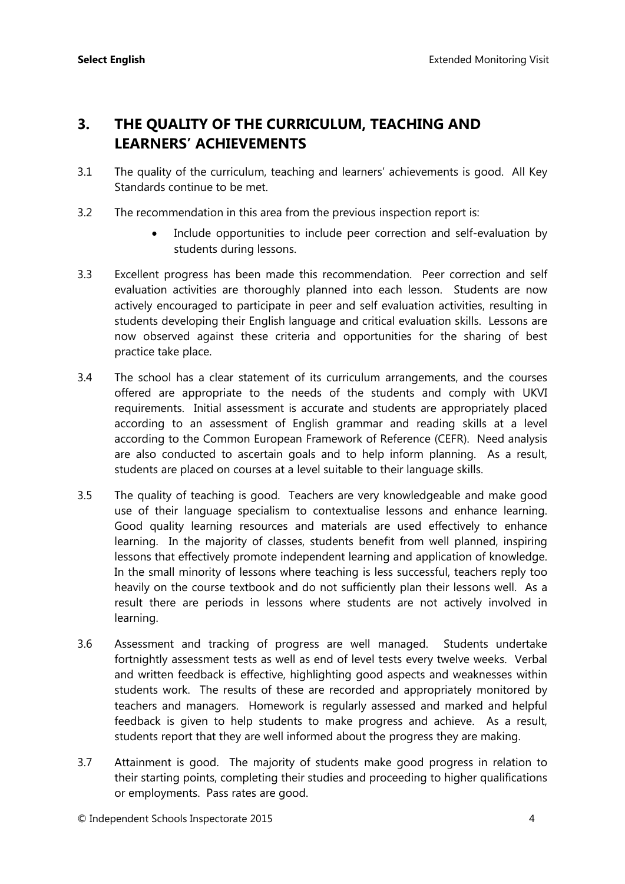## 3. THE QUALITY OF THE CURRICULUM, TEACHING AND LEARNERS' ACHIEVEMENTS

3.1 The quality of the curriculum, teaching and learners' achievements is good. All Key Standards continue to be met.

3.2 The recommendation in this area from the previous inspection report is:

- Include opportunities to include peer correction and self-evaluation by students during lessons.

3.3 Excellent progress has been made this recommendation. Peer correction and self evaluation activities are thoroughly planned into each lesson. Students are now actively encouraged to participate in peer and self evaluation activities, resulting in students developing their English language and critical evaluation skills. Lessons are now observed against these criteria and opportunities for the sharing of best practice take place.

3.4 The school has a clear statement of its curriculum arrangements, and the courses offered are appropriate to the needs of the students and comply with UKVI requirements. Initial assessment is accurate and students are appropriately placed according to an assessment of English grammar and reading skills at a level according to the Common European Framework of Reference (CEFR). Need analysis are also conducted to ascertain goals and to help inform planning. As a result, students are placed on courses at a level suitable to their language skills.

3.5 The quality of teaching is good. Teachers are very knowledgeable and make good use of their language specialism to contextualise lessons and enhance learning. Good quality learning resources and materials are used effectively to enhance learning. In the majority of classes, students benefit from well planned, inspiring lessons that effectively promote independent learning and application of knowledge. In the small minority of lessons where teaching is less successful, teachers reply too heavily on the course textbook and do not sufficiently plan their lessons well. As a result there are periods in lessons where students are not actively involved in learning.

3.6 Assessment and tracking of progress are well managed. Students undertake fortnightly assessment tests as well as end of level tests every twelve weeks. Verbal and written feedback is effective, highlighting good aspects and weaknesses within students work. The results of these are recorded and appropriately monitored by teachers and managers. Homework is regularly assessed and marked and helpful feedback is given to help students to make progress and achieve. As a result, students report that they are well informed about the progress they are making.

3.7 Attainment is good. The majority of students make good progress in relation to their starting points, completing their studies and proceeding to higher qualifications or employments. Pass rates are good.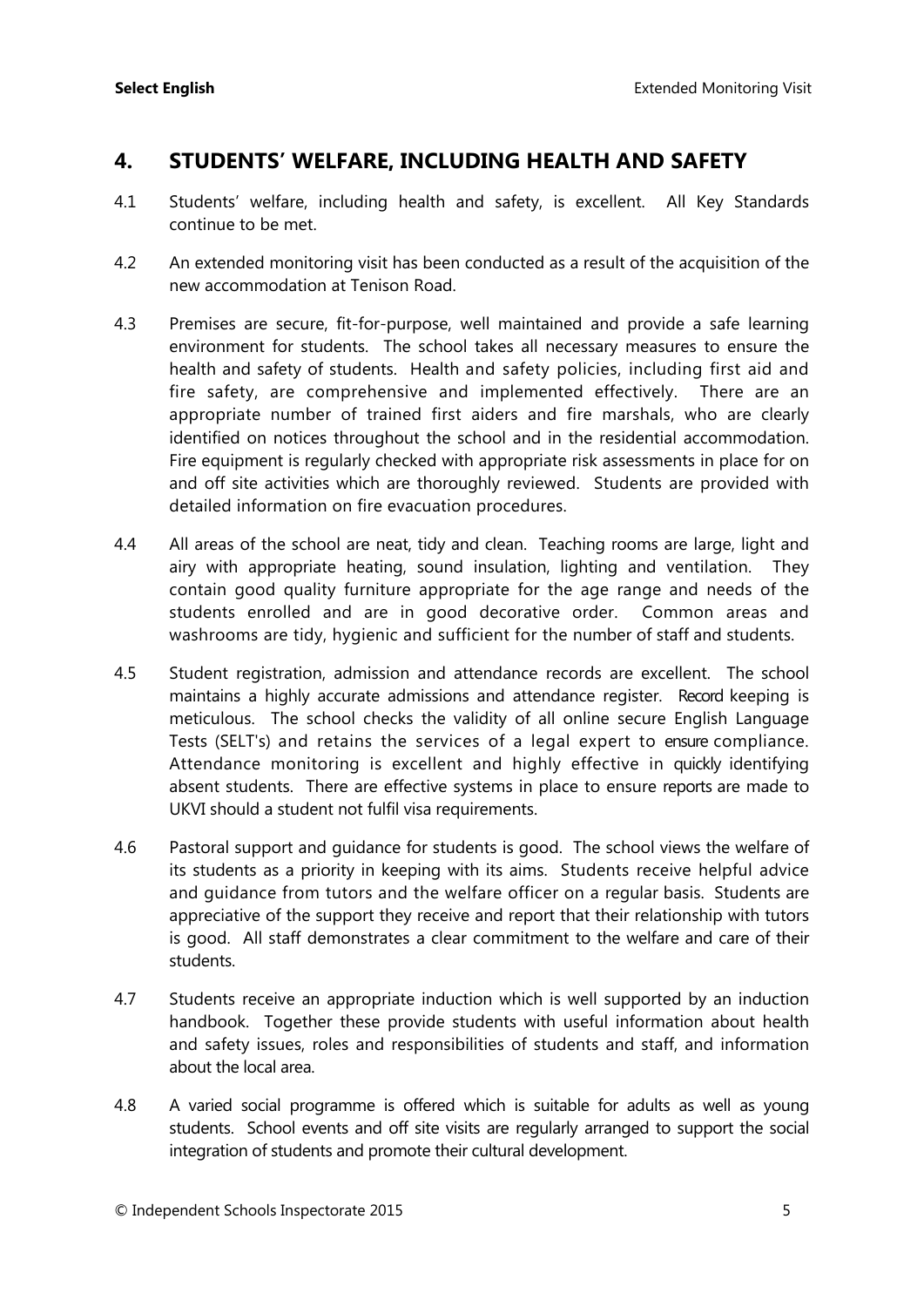## 4. STUDENTS' WELFARE, INCLUDING HEALTH AND SAFETY

4.1 Students' welfare, including health and safety, is excellent. All Key Standards continue to be met.

4.2 An extended monitoring visit has been conducted as a result of the acquisition of the new accommodation at Tenison Road.

4.3 Premises are secure, fit-for-purpose, well maintained and provide a safe learning environment for students. The school takes all necessary measures to ensure the health and safety of students. Health and safety policies, including first aid and fire safety, are comprehensive and implemented effectively. There are an appropriate number of trained first aiders and fire marshals, who are clearly identified on notices throughout the school and in the residential accommodation. Fire equipment is regularly checked with appropriate risk assessments in place for on and off site activities which are thoroughly reviewed. Students are provided with detailed information on fire evacuation procedures.

4.4 All areas of the school are neat, tidy and clean. Teaching rooms are large, light and airy with appropriate heating, sound insulation, lighting and ventilation. They contain good quality furniture appropriate for the age range and needs of the students enrolled and are in good decorative order. Common areas and washrooms are tidy, hygienic and sufficient for the number of staff and students.

4.5 Student registration, admission and attendance records are excellent. The school maintains a highly accurate admissions and attendance register. Record keeping is meticulous. The school checks the validity of all online secure English Language Tests (SELT's) and retains the services of a legal expert to ensure compliance. Attendance monitoring is excellent and highly effective in quickly identifying absent students. There are effective systems in place to ensure reports are made to UKVI should a student not fulfil visa requirements.

4.6 Pastoral support and guidance for students is good. The school views the welfare of its students as a priority in keeping with its aims. Students receive helpful advice and guidance from tutors and the welfare officer on a regular basis. Students are appreciative of the support they receive and report that their relationship with tutors is good. All staff demonstrates a clear commitment to the welfare and care of their students.

4.7 Students receive an appropriate induction which is well supported by an induction handbook. Together these provide students with useful information about health and safety issues, roles and responsibilities of students and staff, and information about the local area.

4.8 A varied social programme is offered which is suitable for adults as well as young students. School events and off site visits are regularly arranged to support the social integration of students and promote their cultural development.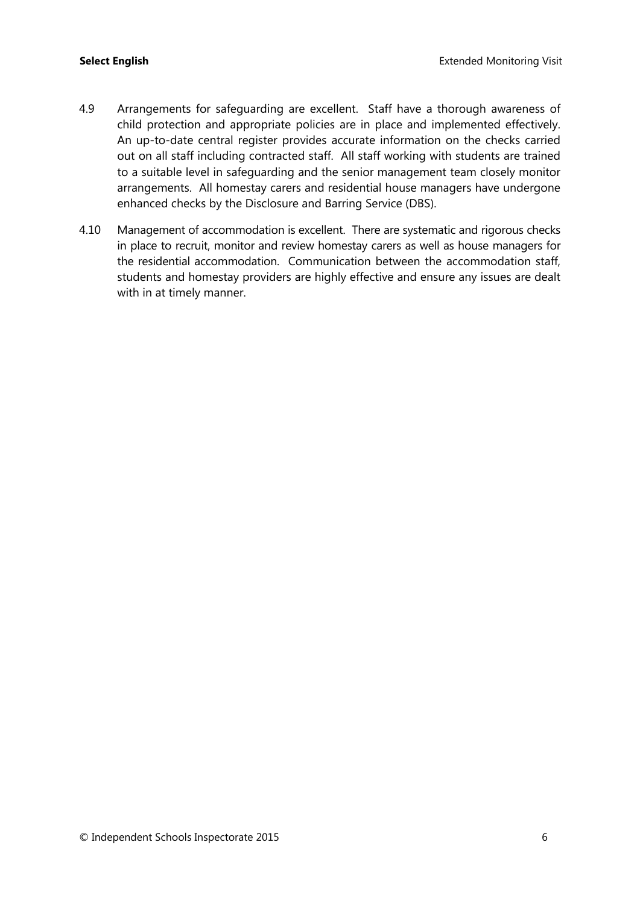4.9 Arrangements for safeguarding are excellent. Staff have a thorough awareness of child protection and appropriate policies are in place and implemented effectively. An up-to-date central register provides accurate information on the checks carried out on all staff including contracted staff. All staff working with students are trained to a suitable level in safeguarding and the senior management team closely monitor arrangements. All homestay carers and residential house managers have undergone enhanced checks by the Disclosure and Barring Service (DBS).

4.10 Management of accommodation is excellent. There are systematic and rigorous checks in place to recruit, monitor and review homestay carers as well as house managers for the residential accommodation. Communication between the accommodation staff, students and homestay providers are highly effective and ensure any issues are dealt with in at timely manner.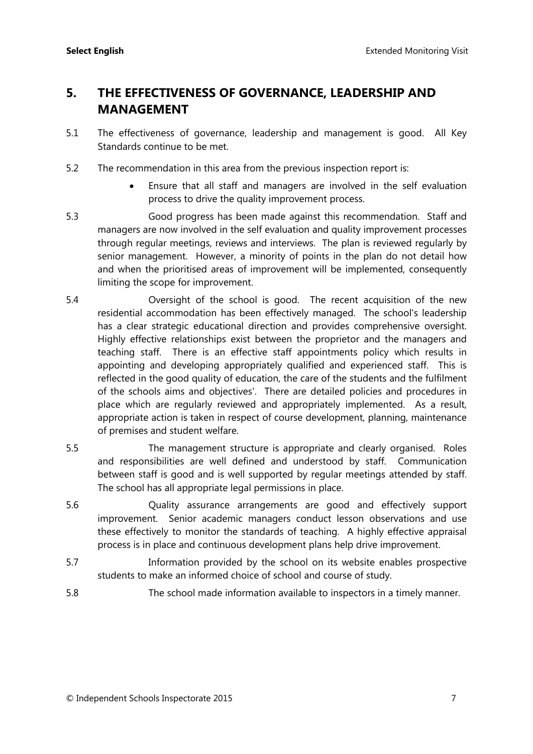## 5. THE EFFECTIVENESS OF GOVERNANCE, LEADERSHIP AND MANAGEMENT

5.1 The effectiveness of governance, leadership and management is good. All Key Standards continue to be met.

5.2 The recommendation in this area from the previous inspection report is:

- Ensure that all staff and managers are involved in the self evaluation process to drive the quality improvement process.

5.3 Good progress has been made against this recommendation. Staff and managers are now involved in the self evaluation and quality improvement processes through regular meetings, reviews and interviews. The plan is reviewed regularly by senior management. However, a minority of points in the plan do not detail how and when the prioritised areas of improvement will be implemented, consequently limiting the scope for improvement.

5.4 Oversight of the school is good. The recent acquisition of the new residential accommodation has been effectively managed. The school's leadership has a clear strategic educational direction and provides comprehensive oversight. Highly effective relationships exist between the proprietor and the managers and teaching staff. There is an effective staff appointments policy which results in appointing and developing appropriately qualified and experienced staff. This is reflected in the good quality of education, the care of the students and the fulfilment of the schools aims and objectives'. There are detailed policies and procedures in place which are regularly reviewed and appropriately implemented. As a result, appropriate action is taken in respect of course development, planning, maintenance of premises and student welfare.

5.5 The management structure is appropriate and clearly organised. Roles and responsibilities are well defined and understood by staff. Communication between staff is good and is well supported by regular meetings attended by staff. The school has all appropriate legal permissions in place.

5.6 Quality assurance arrangements are good and effectively support improvement. Senior academic managers conduct lesson observations and use these effectively to monitor the standards of teaching. A highly effective appraisal process is in place and continuous development plans help drive improvement.

5.7 Information provided by the school on its website enables prospective students to make an informed choice of school and course of study.

5.8 The school made information available to inspectors in a timely manner.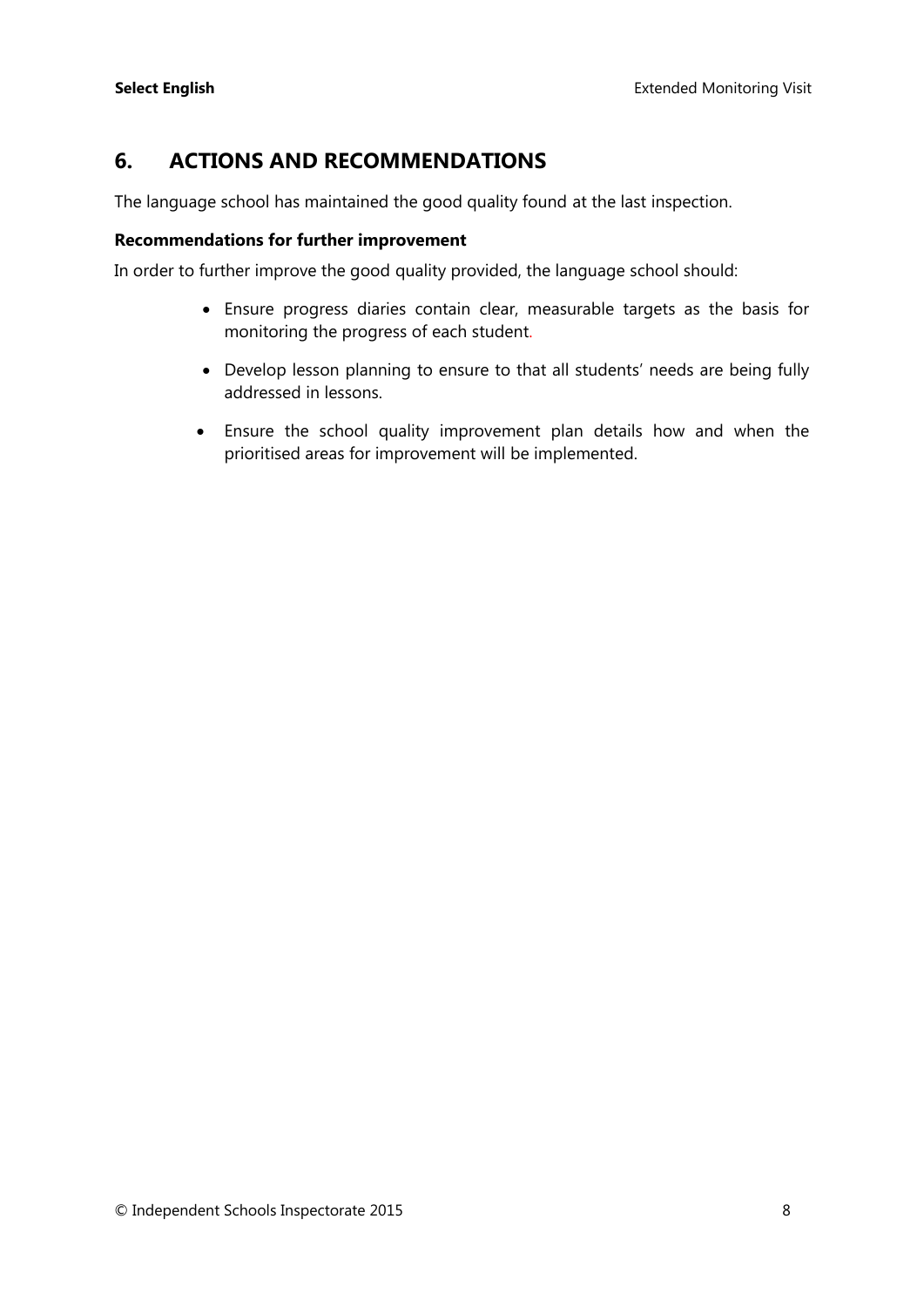## 6. ACTIONS AND RECOMMENDATIONS

The language school has maintained the good quality found at the last inspection.

**Recommendations for further improvement**

In order to further improve the good quality provided, the language school should:

- Ensure progress diaries contain clear, measurable targets as the basis for monitoring the progress of each student.
- Develop lesson planning to ensure to that all students' needs are being fully addressed in lessons.
- Ensure the school quality improvement plan details how and when the prioritised areas for improvement will be implemented.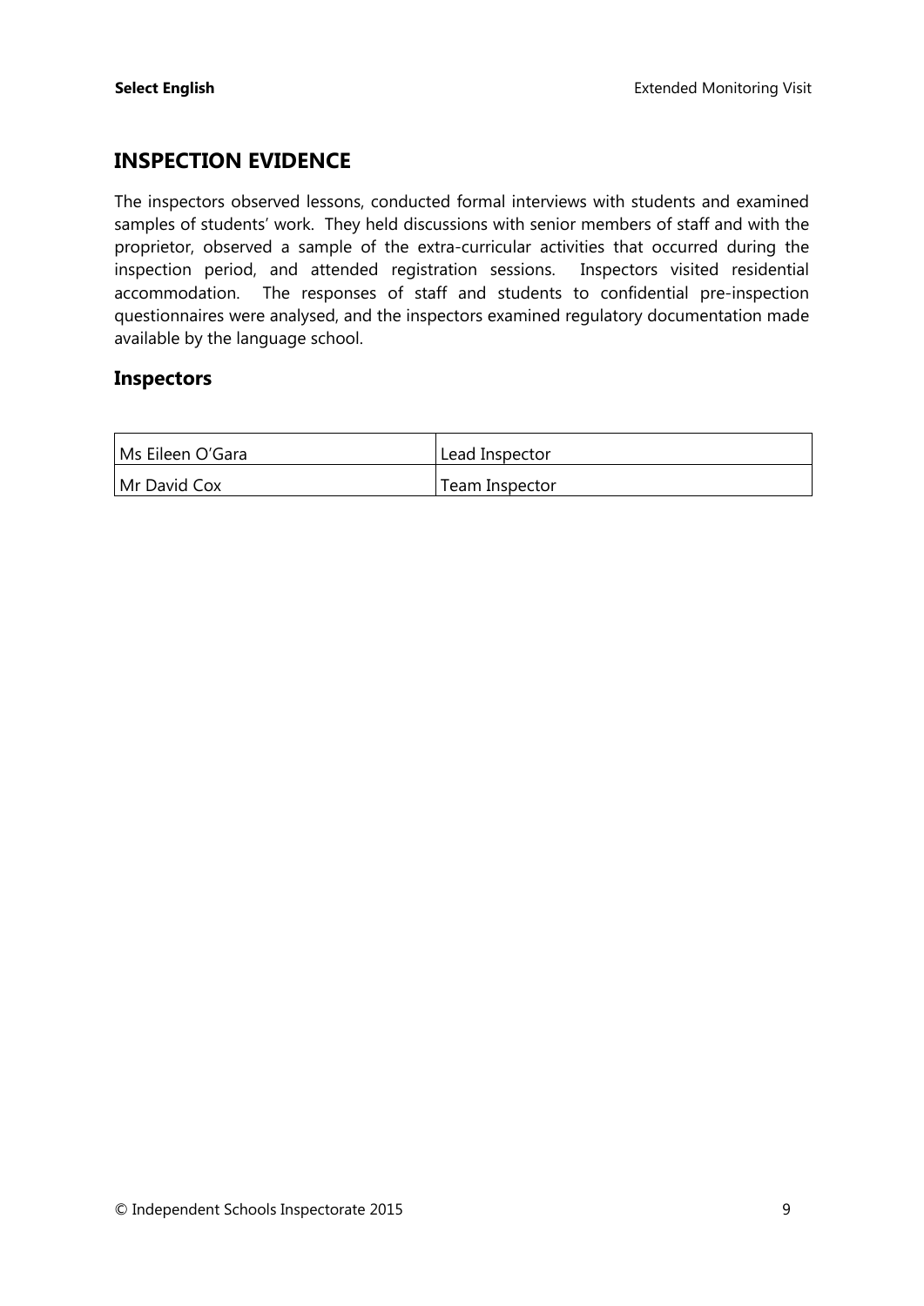## INSPECTION EVIDENCE

The inspectors observed lessons, conducted formal interviews with students and examined samples of students' work. They held discussions with senior members of staff and with the proprietor, observed a sample of the extra-curricular activities that occurred during the inspection period, and attended registration sessions. Inspectors visited residential accommodation. The responses of staff and students to confidential pre-inspection questionnaires were analysed, and the inspectors examined regulatory documentation made available by the language school.

### Inspectors

| | |
|---|---|
| Ms Eileen O'Gara | Lead Inspector |
| Mr David Cox | Team Inspector |